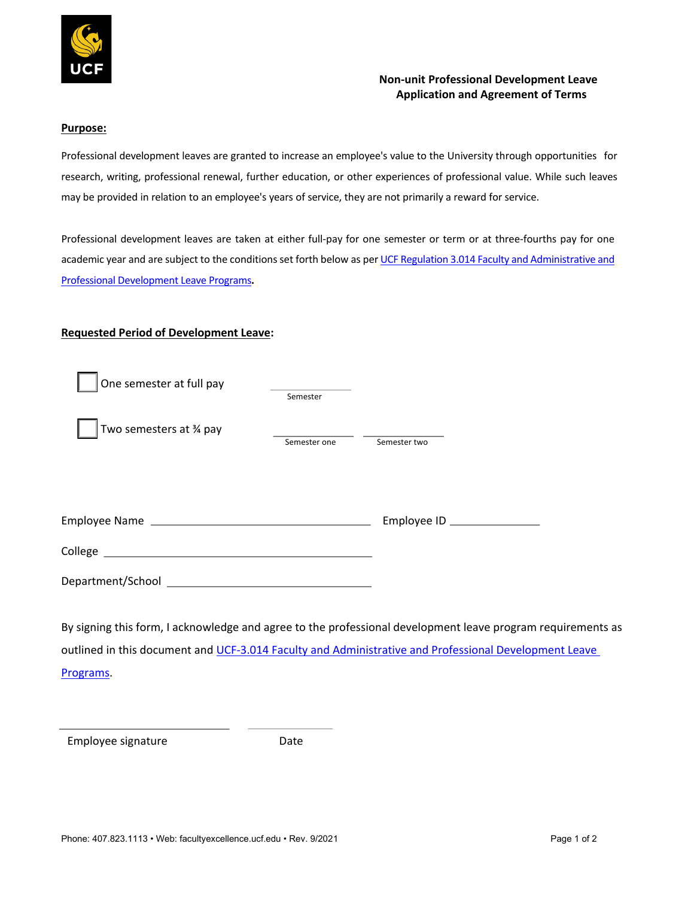UCF

# Non-unit Professional Development Leave Application and Agreement of Terms

**Purpose:**

Professional development leaves are granted to increase an employee's value to the University through opportunities for research, writing, professional renewal, further education, or other experiences of professional value. While such leaves may be provided in relation to an employee's years of service, they are not primarily a reward for service.

Professional development leaves are taken at either full-pay for one semester or term or at three-fourths pay for one academic year and are subject to the conditions set forth below as per [UCF Regulation 3.014 Faculty and Administrative and Professional Development Leave Programs](UCF Regulation 3.014 Faculty and Administrative and Professional Development Leave Programs).

**Requested Period of Development Leave:**

☐ One semester at full pay  ____________ Semester

☐ Two semesters at ¾ pay  ____________ Semester one  ____________ Semester two

Employee Name ______________________________ Employee ID ____________

College ______________________________

Department/School ______________________________

By signing this form, I acknowledge and agree to the professional development leave program requirements as outlined in this document and [UCF-3.014 Faculty and Administrative and Professional Development Leave Programs](UCF-3.014 Faculty and Administrative and Professional Development Leave Programs).

______________________________ ____________

Employee signature  Date

Phone: 407.823.1113 • Web: facultyexcellence.ucf.edu • Rev. 9/2021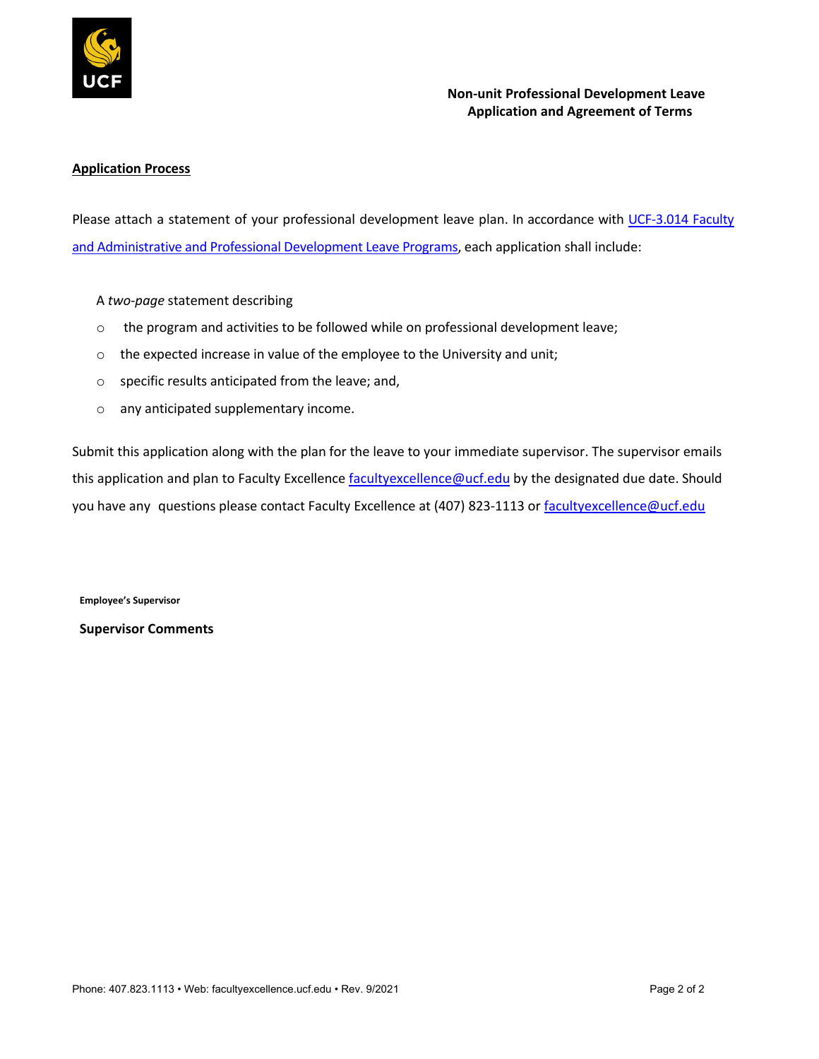**Non-unit Professional Development Leave Application and Agreement of Terms**

## Application Process

Please attach a statement of your professional development leave plan. In accordance with [UCF-3.014 Faculty and Administrative and Professional Development Leave Programs], each application shall include:

A *two-page* statement describing

- the program and activities to be followed while on professional development leave;
- the expected increase in value of the employee to the University and unit;
- specific results anticipated from the leave; and,
- any anticipated supplementary income.

Submit this application along with the plan for the leave to your immediate supervisor. The supervisor emails this application and plan to Faculty Excellence facultyexcellence@ucf.edu by the designated due date. Should you have any questions please contact Faculty Excellence at (407) 823-1113 or facultyexcellence@ucf.edu

**Employee's Supervisor**

**Supervisor Comments**

Phone: 407.823.1113 • Web: facultyexcellence.ucf.edu • Rev. 9/2021